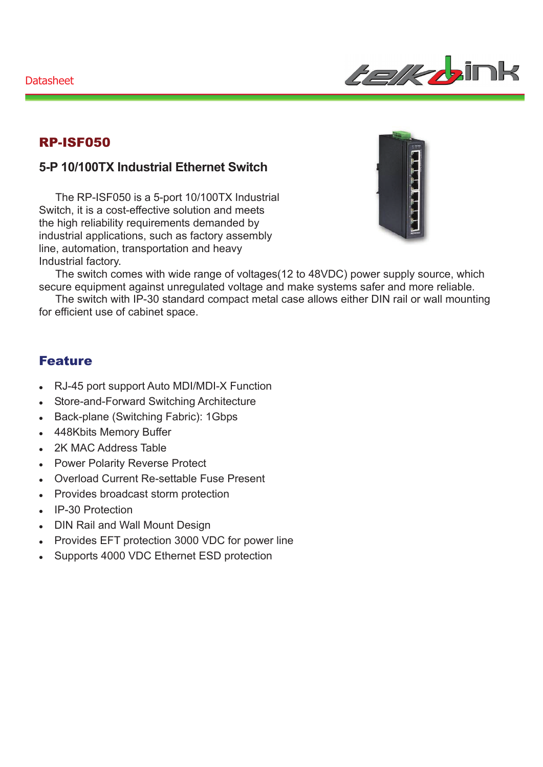Datasheet

# RP-ISF050

## 5-P 10/100TX Industrial Ethernet Switch

The RP-ISF050 is a 5-port 10/100TX Industrial Switch, it is a cost-effective solution and meets the high reliability requirements demanded by industrial applications, such as factory assembly line, automation, transportation and heavy Industrial factory.

The switch comes with wide range of voltages(12 to 48VDC) power supply source, which secure equipment against unregulated voltage and make systems safer and more reliable.

The switch with IP-30 standard compact metal case allows either DIN rail or wall mounting for efficient use of cabinet space.

## Feature

- RJ-45 port support Auto MDI/MDI-X Function
- Store-and-Forward Switching Architecture
- Back-plane (Switching Fabric): 1Gbps
- 448Kbits Memory Buffer
- 2K MAC Address Table
- Power Polarity Reverse Protect
- Overload Current Re-settable Fuse Present
- Provides broadcast storm protection
- IP-30 Protection
- DIN Rail and Wall Mount Design
- Provides EFT protection 3000 VDC for power line
- Supports 4000 VDC Ethernet ESD protection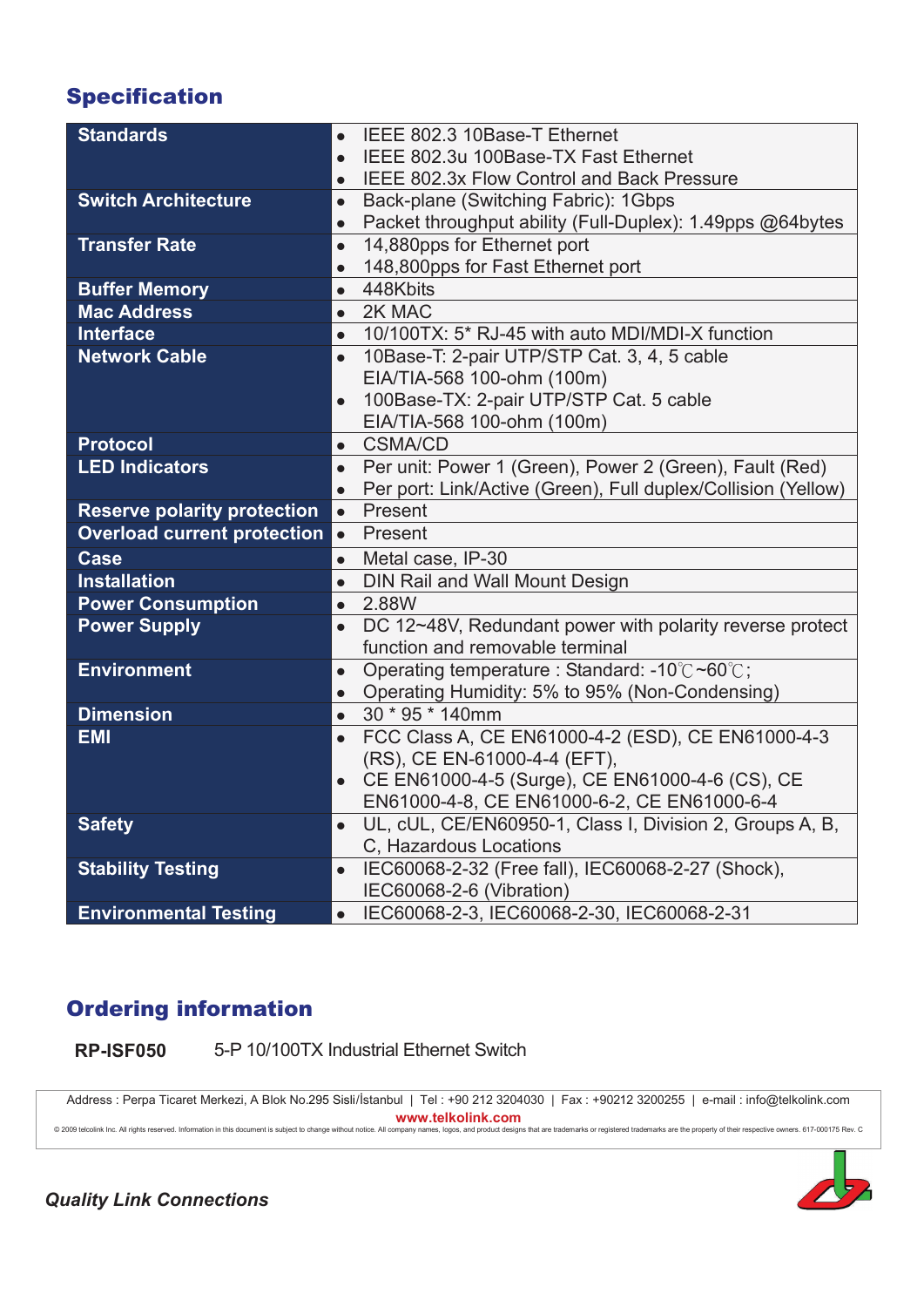## Specification

| | |
|---|---|
| **Standards** | • IEEE 802.3 10Base-T Ethernet<br>• IEEE 802.3u 100Base-TX Fast Ethernet<br>• IEEE 802.3x Flow Control and Back Pressure |
| **Switch Architecture** | • Back-plane (Switching Fabric): 1Gbps<br>• Packet throughput ability (Full-Duplex): 1.49pps @64bytes |
| **Transfer Rate** | • 14,880pps for Ethernet port<br>• 148,800pps for Fast Ethernet port |
| **Buffer Memory** | • 448Kbits |
| **Mac Address** | • 2K MAC |
| **Interface** | • 10/100TX: 5* RJ-45 with auto MDI/MDI-X function |
| **Network Cable** | • 10Base-T: 2-pair UTP/STP Cat. 3, 4, 5 cable EIA/TIA-568 100-ohm (100m)<br>• 100Base-TX: 2-pair UTP/STP Cat. 5 cable EIA/TIA-568 100-ohm (100m) |
| **Protocol** | • CSMA/CD |
| **LED Indicators** | • Per unit: Power 1 (Green), Power 2 (Green), Fault (Red)<br>• Per port: Link/Active (Green), Full duplex/Collision (Yellow) |
| **Reserve polarity protection** | • Present |
| **Overload current protection** | • Present |
| **Case** | • Metal case, IP-30 |
| **Installation** | • DIN Rail and Wall Mount Design |
| **Power Consumption** | • 2.88W |
| **Power Supply** | • DC 12~48V, Redundant power with polarity reverse protect function and removable terminal |
| **Environment** | • Operating temperature : Standard: -10℃~60℃;<br>• Operating Humidity: 5% to 95% (Non-Condensing) |
| **Dimension** | • 30 * 95 * 140mm |
| **EMI** | • FCC Class A, CE EN61000-4-2 (ESD), CE EN61000-4-3 (RS), CE EN-61000-4-4 (EFT),<br>• CE EN61000-4-5 (Surge), CE EN61000-4-6 (CS), CE EN61000-4-8, CE EN61000-6-2, CE EN61000-6-4 |
| **Safety** | • UL, cUL, CE/EN60950-1, Class I, Division 2, Groups A, B, C, Hazardous Locations |
| **Stability Testing** | • IEC60068-2-32 (Free fall), IEC60068-2-27 (Shock), IEC60068-2-6 (Vibration) |
| **Environmental Testing** | • IEC60068-2-3, IEC60068-2-30, IEC60068-2-31 |

## Ordering information

**RP-ISF050** 5-P 10/100TX Industrial Ethernet Switch

Address : Perpa Ticaret Merkezi, A Blok No.295 Sisli/İstanbul | Tel : +90 212 3204030 | Fax : +90212 3200255 | e-mail : info@telkolink.com

www.telkolink.com

© 2009 telcolink Inc. All rights reserved. Information in this document is subject to change without notice. All company names, logos, and product designs that are trademarks or registered trademarks are the property of their respective owners. 617-000175 Rev. C

***Quality Link Connections***